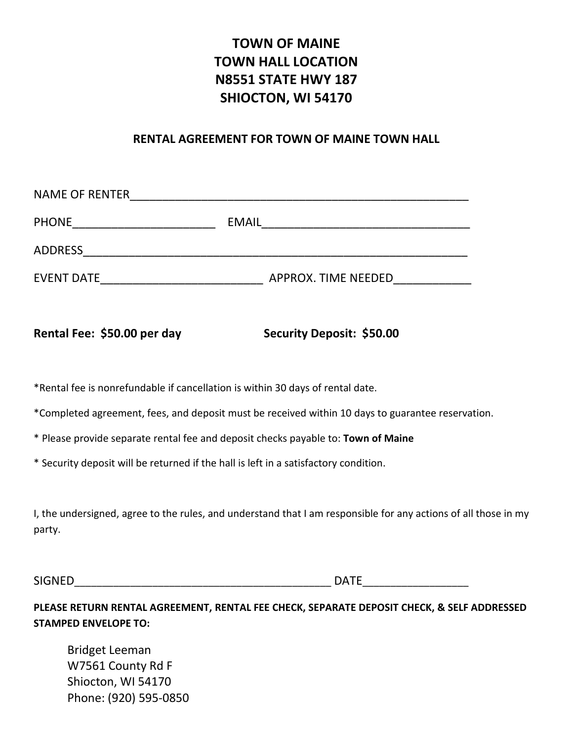# TOWN OF MAINE
# TOWN HALL LOCATION
# N8551 STATE HWY 187
# SHIOCTON, WI 54170

## RENTAL AGREEMENT FOR TOWN OF MAINE TOWN HALL

NAME OF RENTER_______________________________________________________

PHONE______________________ EMAIL_________________________________

ADDRESS______________________________________________________________

EVENT DATE_________________________ APPROX. TIME NEEDED____________

**Rental Fee: $50.00 per day** **Security Deposit: $50.00**

*Rental fee is nonrefundable if cancellation is within 30 days of rental date.

*Completed agreement, fees, and deposit must be received within 10 days to guarantee reservation.

* Please provide separate rental fee and deposit checks payable to: **Town of Maine**

* Security deposit will be returned if the hall is left in a satisfactory condition.

I, the undersigned, agree to the rules, and understand that I am responsible for any actions of all those in my party.

SIGNED__________________________________________ DATE_________________

**PLEASE RETURN RENTAL AGREEMENT, RENTAL FEE CHECK, SEPARATE DEPOSIT CHECK, & SELF ADDRESSED STAMPED ENVELOPE TO:**

Bridget Leeman
W7561 County Rd F
Shiocton, WI 54170
Phone: (920) 595-0850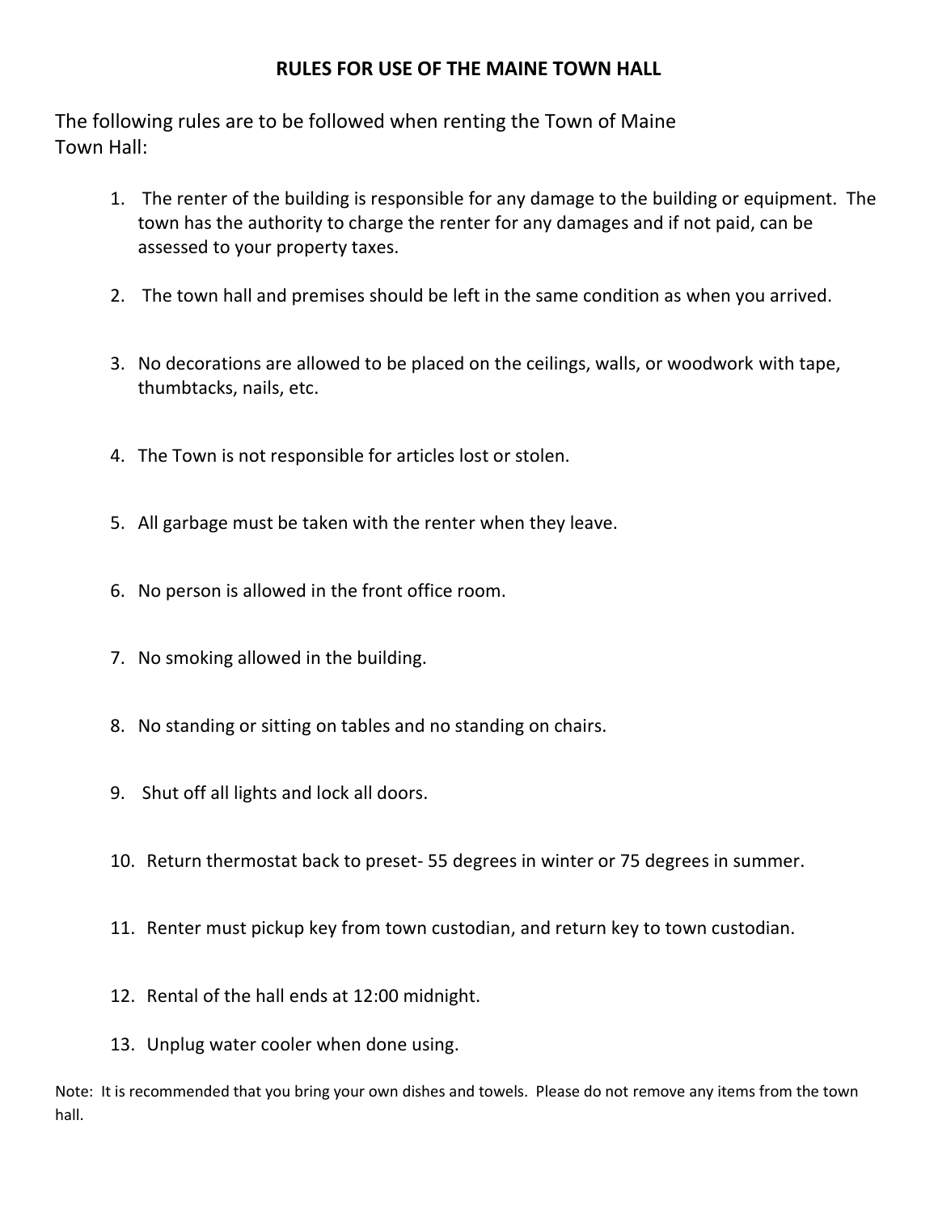# RULES FOR USE OF THE MAINE TOWN HALL

The following rules are to be followed when renting the Town of Maine Town Hall:

1. The renter of the building is responsible for any damage to the building or equipment. The town has the authority to charge the renter for any damages and if not paid, can be assessed to your property taxes.

2. The town hall and premises should be left in the same condition as when you arrived.

3. No decorations are allowed to be placed on the ceilings, walls, or woodwork with tape, thumbtacks, nails, etc.

4. The Town is not responsible for articles lost or stolen.

5. All garbage must be taken with the renter when they leave.

6. No person is allowed in the front office room.

7. No smoking allowed in the building.

8. No standing or sitting on tables and no standing on chairs.

9. Shut off all lights and lock all doors.

10. Return thermostat back to preset- 55 degrees in winter or 75 degrees in summer.

11. Renter must pickup key from town custodian, and return key to town custodian.

12. Rental of the hall ends at 12:00 midnight.

13. Unplug water cooler when done using.

Note: It is recommended that you bring your own dishes and towels. Please do not remove any items from the town hall.